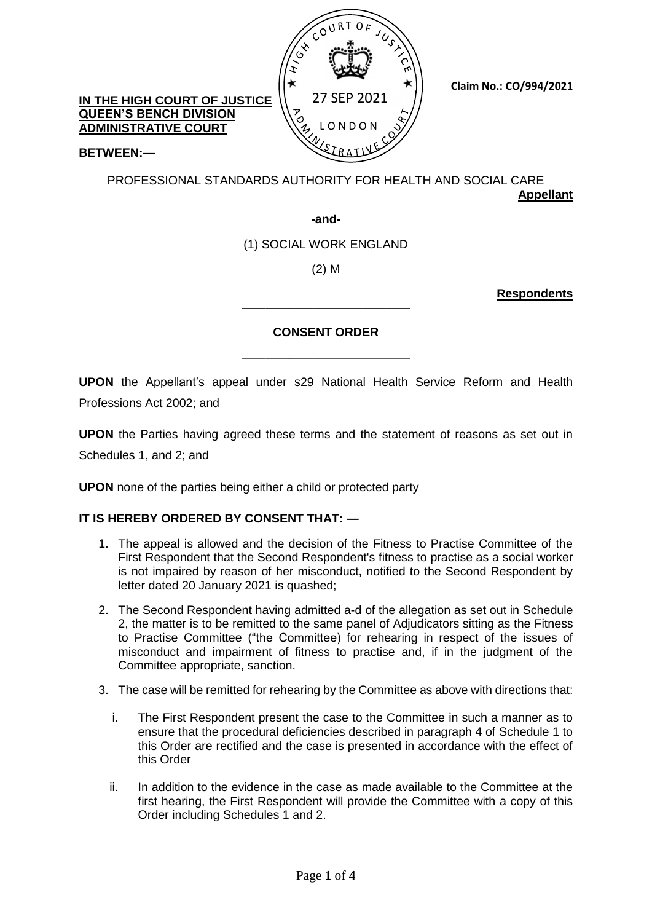**IN THE HIGH COURT OF JUSTICE**
**QUEEN'S BENCH DIVISION**
**ADMINISTRATIVE COURT**

COURT OF JUSTICE
27 SEP 2021
LONDON
ADMINISTRATIVE COURT

**Claim No.: CO/994/2021**

**BETWEEN:—**

PROFESSIONAL STANDARDS AUTHORITY FOR HEALTH AND SOCIAL CARE

**Appellant**

**-and-**

(1) SOCIAL WORK ENGLAND

(2) M

**Respondents**

---

## CONSENT ORDER

---

**UPON** the Appellant's appeal under s29 National Health Service Reform and Health Professions Act 2002; and

**UPON** the Parties having agreed these terms and the statement of reasons as set out in Schedules 1, and 2; and

**UPON** none of the parties being either a child or protected party

**IT IS HEREBY ORDERED BY CONSENT THAT: —**

1. The appeal is allowed and the decision of the Fitness to Practise Committee of the First Respondent that the Second Respondent's fitness to practise as a social worker is not impaired by reason of her misconduct, notified to the Second Respondent by letter dated 20 January 2021 is quashed;
2. The Second Respondent having admitted a-d of the allegation as set out in Schedule 2, the matter is to be remitted to the same panel of Adjudicators sitting as the Fitness to Practise Committee ("the Committee) for rehearing in respect of the issues of misconduct and impairment of fitness to practise and, if in the judgment of the Committee appropriate, sanction.
3. The case will be remitted for rehearing by the Committee as above with directions that:
   i. The First Respondent present the case to the Committee in such a manner as to ensure that the procedural deficiencies described in paragraph 4 of Schedule 1 to this Order are rectified and the case is presented in accordance with the effect of this Order
   ii. In addition to the evidence in the case as made available to the Committee at the first hearing, the First Respondent will provide the Committee with a copy of this Order including Schedules 1 and 2.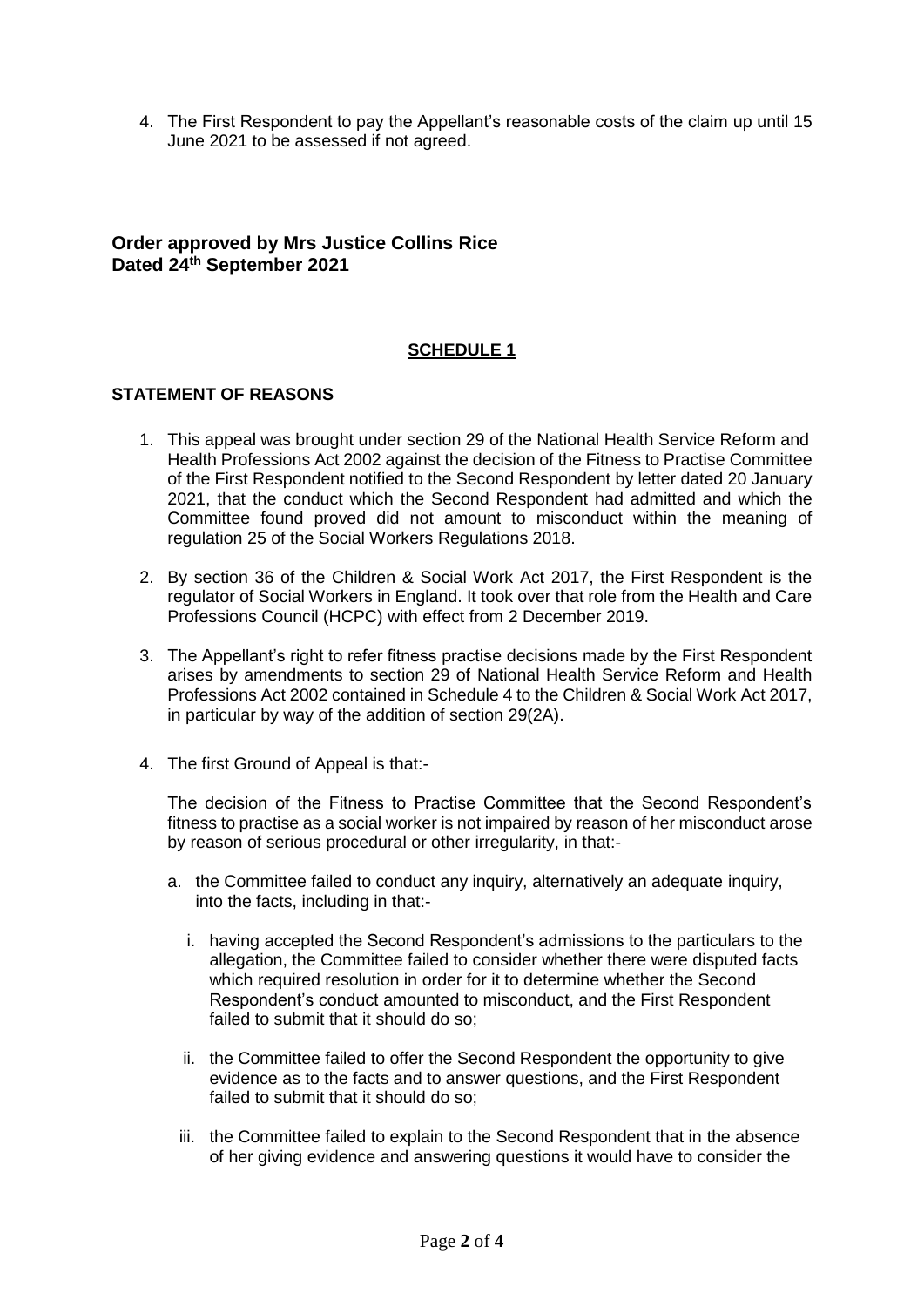4. The First Respondent to pay the Appellant's reasonable costs of the claim up until 15 June 2021 to be assessed if not agreed.

**Order approved by Mrs Justice Collins Rice**
**Dated 24th September 2021**

## SCHEDULE 1

### STATEMENT OF REASONS

1. This appeal was brought under section 29 of the National Health Service Reform and Health Professions Act 2002 against the decision of the Fitness to Practise Committee of the First Respondent notified to the Second Respondent by letter dated 20 January 2021, that the conduct which the Second Respondent had admitted and which the Committee found proved did not amount to misconduct within the meaning of regulation 25 of the Social Workers Regulations 2018.

2. By section 36 of the Children & Social Work Act 2017, the First Respondent is the regulator of Social Workers in England. It took over that role from the Health and Care Professions Council (HCPC) with effect from 2 December 2019.

3. The Appellant's right to refer fitness practise decisions made by the First Respondent arises by amendments to section 29 of National Health Service Reform and Health Professions Act 2002 contained in Schedule 4 to the Children & Social Work Act 2017, in particular by way of the addition of section 29(2A).

4. The first Ground of Appeal is that:-

   The decision of the Fitness to Practise Committee that the Second Respondent's fitness to practise as a social worker is not impaired by reason of her misconduct arose by reason of serious procedural or other irregularity, in that:-

   a. the Committee failed to conduct any inquiry, alternatively an adequate inquiry, into the facts, including in that:-

      i. having accepted the Second Respondent's admissions to the particulars to the allegation, the Committee failed to consider whether there were disputed facts which required resolution in order for it to determine whether the Second Respondent's conduct amounted to misconduct, and the First Respondent failed to submit that it should do so;

      ii. the Committee failed to offer the Second Respondent the opportunity to give evidence as to the facts and to answer questions, and the First Respondent failed to submit that it should do so;

      iii. the Committee failed to explain to the Second Respondent that in the absence of her giving evidence and answering questions it would have to consider the